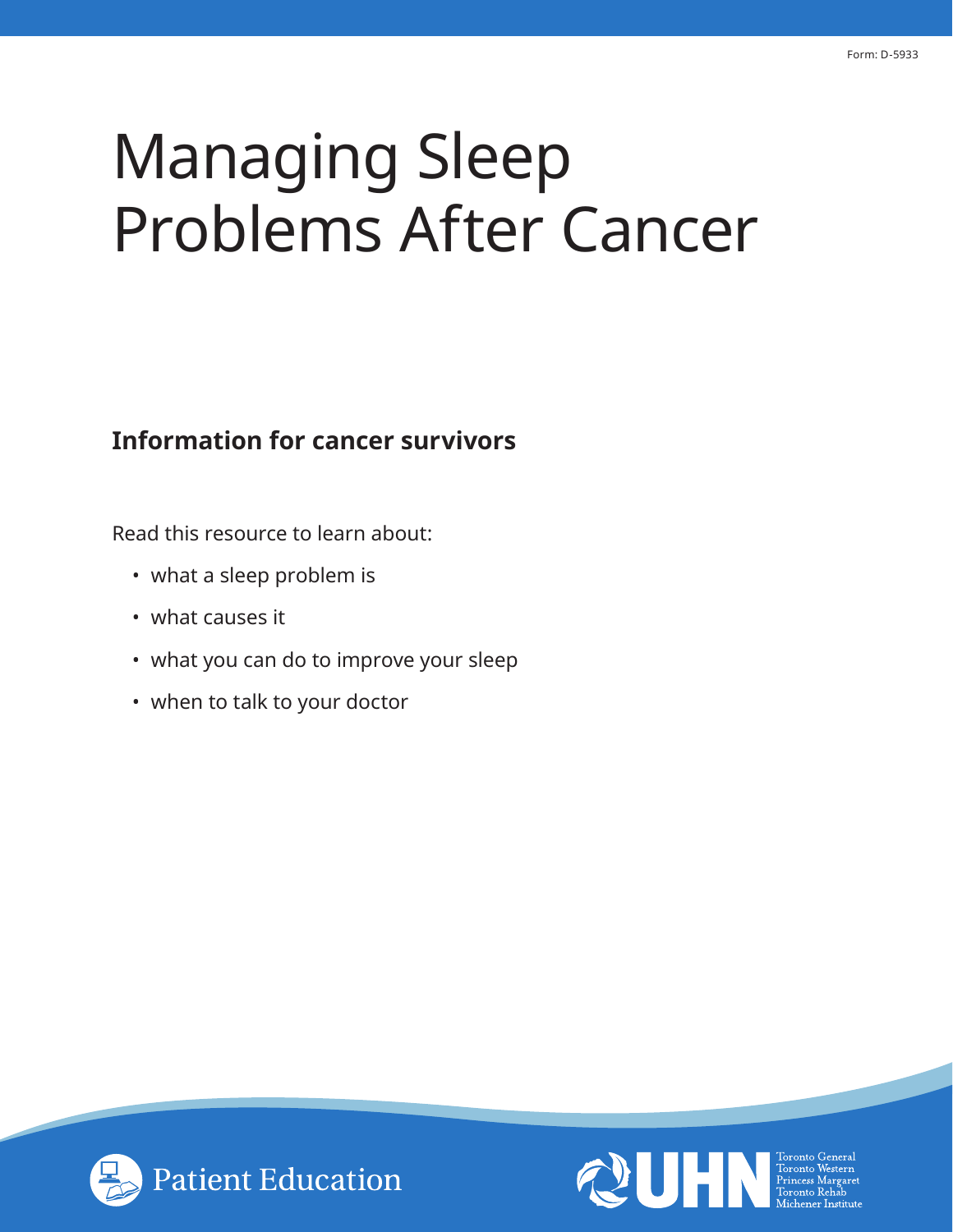Form: D-5933

# Managing Sleep Problems After Cancer

## Information for cancer survivors

Read this resource to learn about:

- what a sleep problem is
- what causes it
- what you can do to improve your sleep
- when to talk to your doctor

Patient Education

UHN
Toronto General
Toronto Western
Princess Margaret
Toronto Rehab
Michener Institute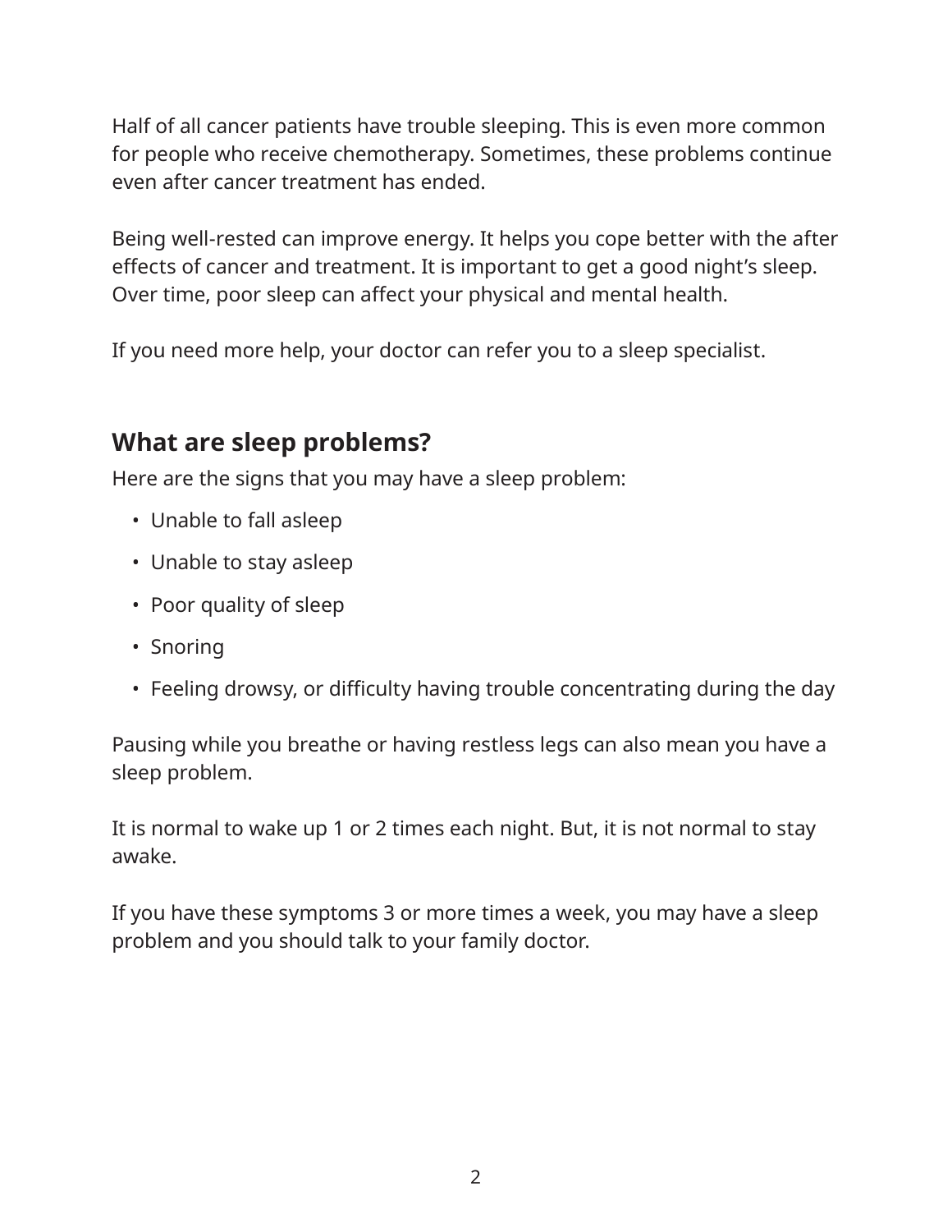Half of all cancer patients have trouble sleeping. This is even more common for people who receive chemotherapy. Sometimes, these problems continue even after cancer treatment has ended.

Being well-rested can improve energy. It helps you cope better with the after effects of cancer and treatment. It is important to get a good night's sleep. Over time, poor sleep can affect your physical and mental health.

If you need more help, your doctor can refer you to a sleep specialist.

## What are sleep problems?

Here are the signs that you may have a sleep problem:

- Unable to fall asleep
- Unable to stay asleep
- Poor quality of sleep
- Snoring
- Feeling drowsy, or difficulty having trouble concentrating during the day

Pausing while you breathe or having restless legs can also mean you have a sleep problem.

It is normal to wake up 1 or 2 times each night. But, it is not normal to stay awake.

If you have these symptoms 3 or more times a week, you may have a sleep problem and you should talk to your family doctor.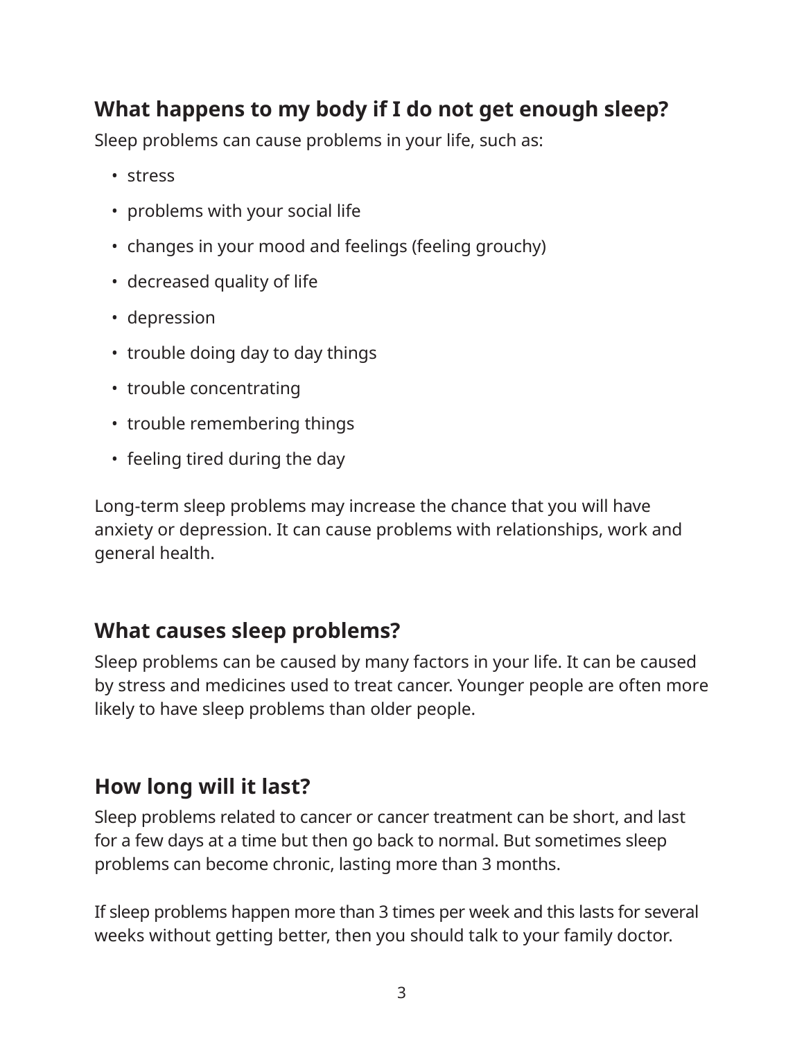## What happens to my body if I do not get enough sleep?

Sleep problems can cause problems in your life, such as:

- stress
- problems with your social life
- changes in your mood and feelings (feeling grouchy)
- decreased quality of life
- depression
- trouble doing day to day things
- trouble concentrating
- trouble remembering things
- feeling tired during the day

Long-term sleep problems may increase the chance that you will have anxiety or depression. It can cause problems with relationships, work and general health.

## What causes sleep problems?

Sleep problems can be caused by many factors in your life. It can be caused by stress and medicines used to treat cancer. Younger people are often more likely to have sleep problems than older people.

## How long will it last?

Sleep problems related to cancer or cancer treatment can be short, and last for a few days at a time but then go back to normal. But sometimes sleep problems can become chronic, lasting more than 3 months.

If sleep problems happen more than 3 times per week and this lasts for several weeks without getting better, then you should talk to your family doctor.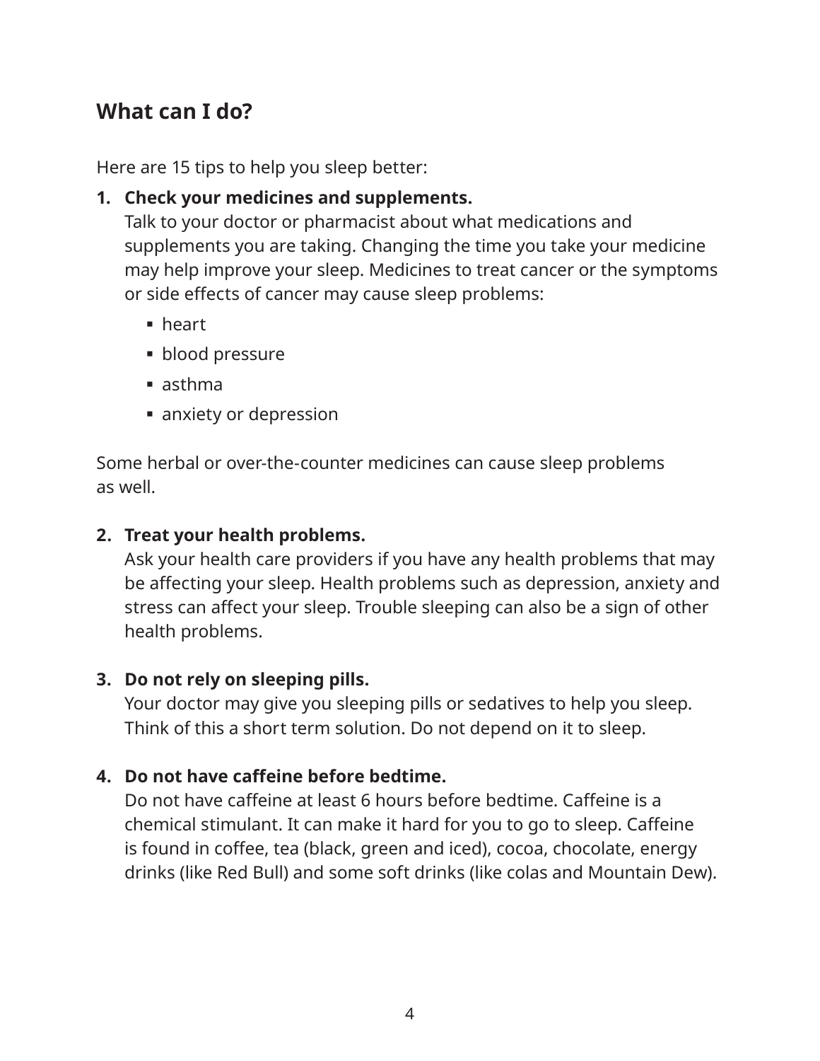## What can I do?

Here are 15 tips to help you sleep better:

1. **Check your medicines and supplements.**
   Talk to your doctor or pharmacist about what medications and supplements you are taking. Changing the time you take your medicine may help improve your sleep. Medicines to treat cancer or the symptoms or side effects of cancer may cause sleep problems:
   - heart
   - blood pressure
   - asthma
   - anxiety or depression

Some herbal or over-the-counter medicines can cause sleep problems as well.

2. **Treat your health problems.**
   Ask your health care providers if you have any health problems that may be affecting your sleep. Health problems such as depression, anxiety and stress can affect your sleep. Trouble sleeping can also be a sign of other health problems.

3. **Do not rely on sleeping pills.**
   Your doctor may give you sleeping pills or sedatives to help you sleep. Think of this a short term solution. Do not depend on it to sleep.

4. **Do not have caffeine before bedtime.**
   Do not have caffeine at least 6 hours before bedtime. Caffeine is a chemical stimulant. It can make it hard for you to go to sleep. Caffeine is found in coffee, tea (black, green and iced), cocoa, chocolate, energy drinks (like Red Bull) and some soft drinks (like colas and Mountain Dew).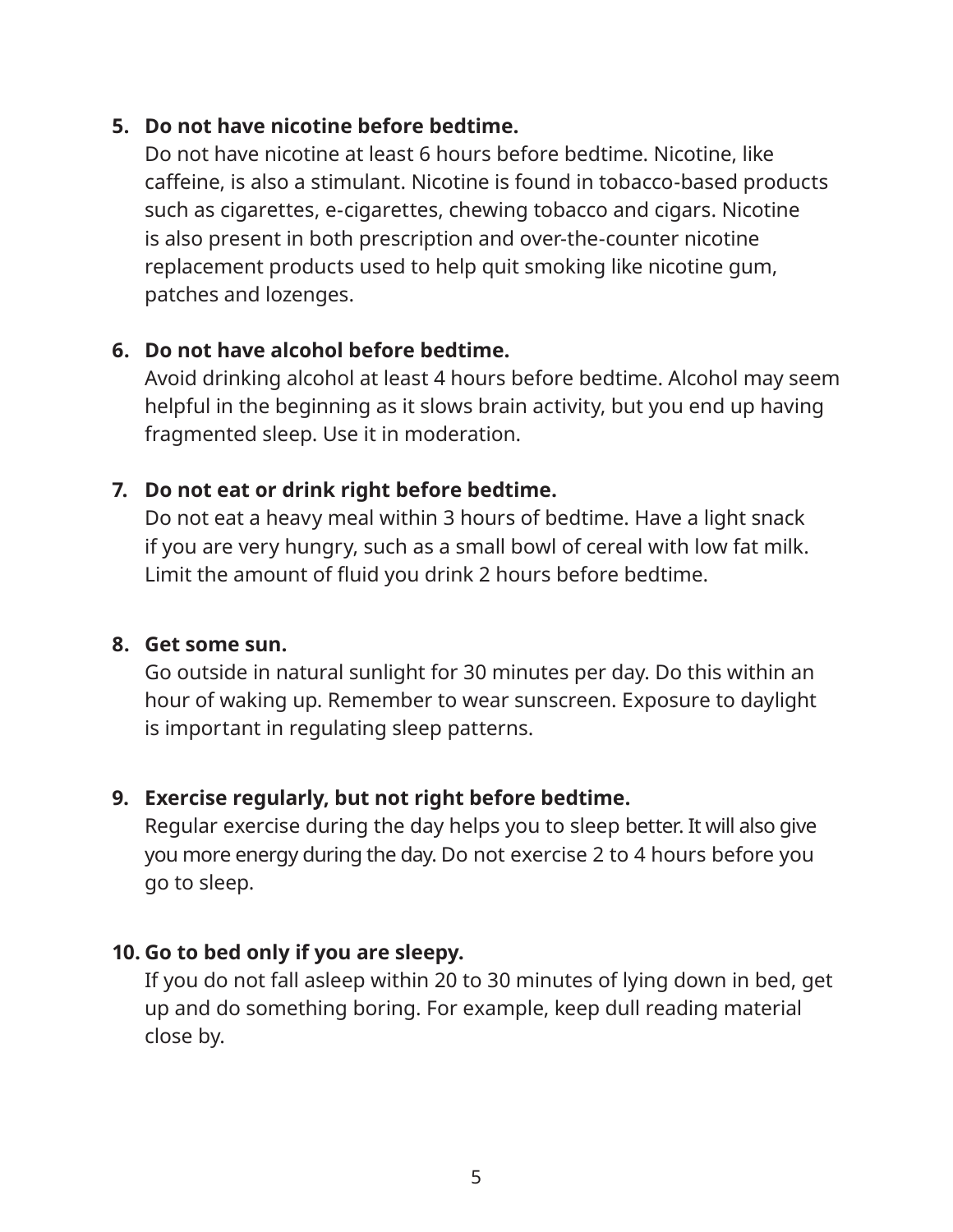5. **Do not have nicotine before bedtime.**
   Do not have nicotine at least 6 hours before bedtime. Nicotine, like caffeine, is also a stimulant. Nicotine is found in tobacco-based products such as cigarettes, e-cigarettes, chewing tobacco and cigars. Nicotine is also present in both prescription and over-the-counter nicotine replacement products used to help quit smoking like nicotine gum, patches and lozenges.

6. **Do not have alcohol before bedtime.**
   Avoid drinking alcohol at least 4 hours before bedtime. Alcohol may seem helpful in the beginning as it slows brain activity, but you end up having fragmented sleep. Use it in moderation.

7. **Do not eat or drink right before bedtime.**
   Do not eat a heavy meal within 3 hours of bedtime. Have a light snack if you are very hungry, such as a small bowl of cereal with low fat milk. Limit the amount of fluid you drink 2 hours before bedtime.

8. **Get some sun.**
   Go outside in natural sunlight for 30 minutes per day. Do this within an hour of waking up. Remember to wear sunscreen. Exposure to daylight is important in regulating sleep patterns.

9. **Exercise regularly, but not right before bedtime.**
   Regular exercise during the day helps you to sleep better. It will also give you more energy during the day. Do not exercise 2 to 4 hours before you go to sleep.

10. **Go to bed only if you are sleepy.**
    If you do not fall asleep within 20 to 30 minutes of lying down in bed, get up and do something boring. For example, keep dull reading material close by.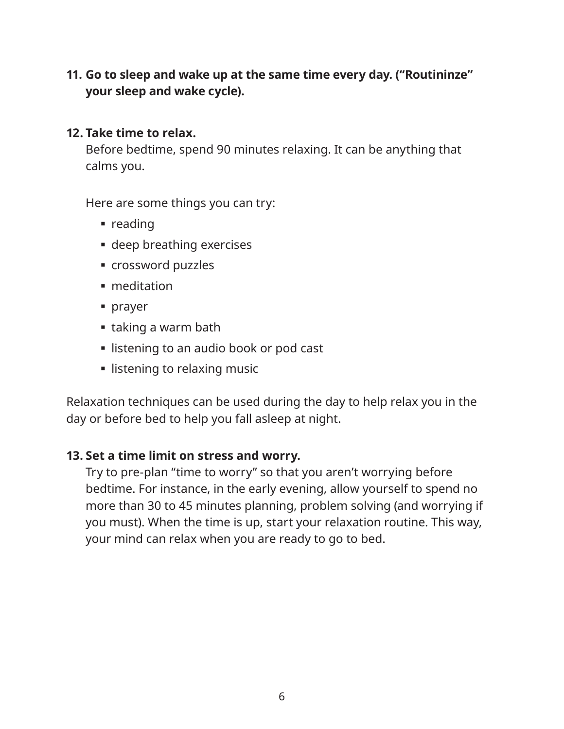11. **Go to sleep and wake up at the same time every day. ("Routininze" your sleep and wake cycle).**

12. **Take time to relax.**
    Before bedtime, spend 90 minutes relaxing. It can be anything that calms you.

    Here are some things you can try:
    - reading
    - deep breathing exercises
    - crossword puzzles
    - meditation
    - prayer
    - taking a warm bath
    - listening to an audio book or pod cast
    - listening to relaxing music

Relaxation techniques can be used during the day to help relax you in the day or before bed to help you fall asleep at night.

13. **Set a time limit on stress and worry.**
    Try to pre-plan "time to worry" so that you aren't worrying before bedtime. For instance, in the early evening, allow yourself to spend no more than 30 to 45 minutes planning, problem solving (and worrying if you must). When the time is up, start your relaxation routine. This way, your mind can relax when you are ready to go to bed.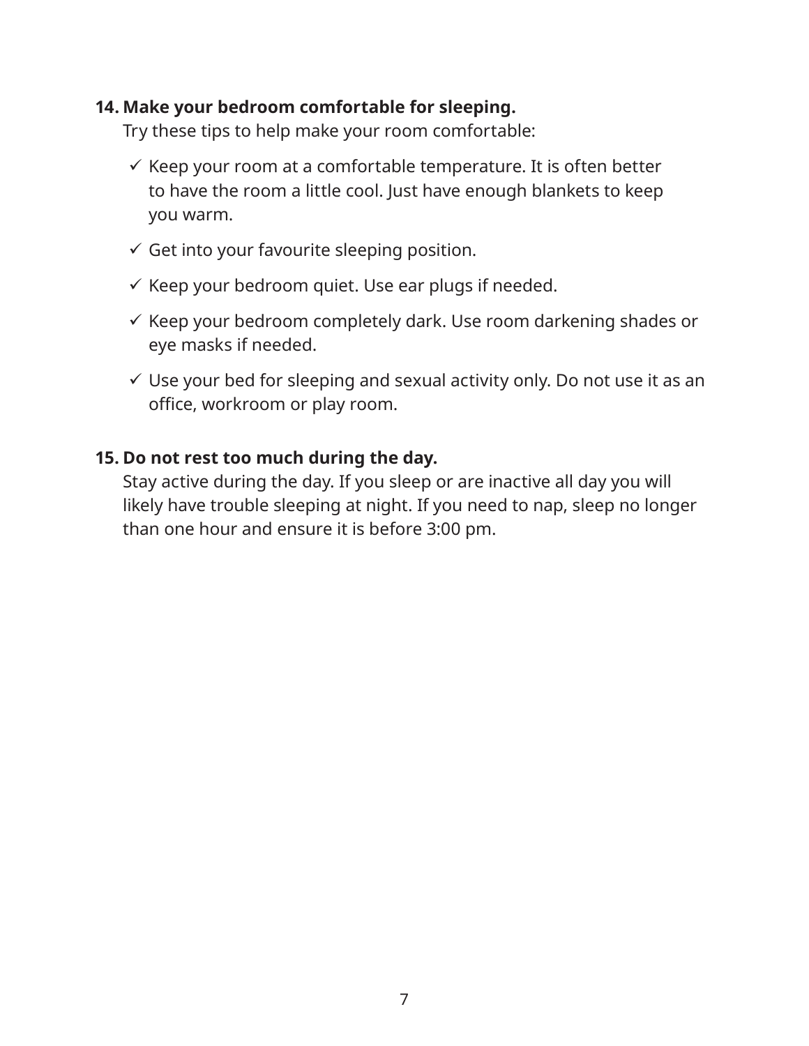14. **Make your bedroom comfortable for sleeping.**
    Try these tips to help make your room comfortable:

    - ✓ Keep your room at a comfortable temperature. It is often better to have the room a little cool. Just have enough blankets to keep you warm.
    - ✓ Get into your favourite sleeping position.
    - ✓ Keep your bedroom quiet. Use ear plugs if needed.
    - ✓ Keep your bedroom completely dark. Use room darkening shades or eye masks if needed.
    - ✓ Use your bed for sleeping and sexual activity only. Do not use it as an office, workroom or play room.

15. **Do not rest too much during the day.**
    Stay active during the day. If you sleep or are inactive all day you will likely have trouble sleeping at night. If you need to nap, sleep no longer than one hour and ensure it is before 3:00 pm.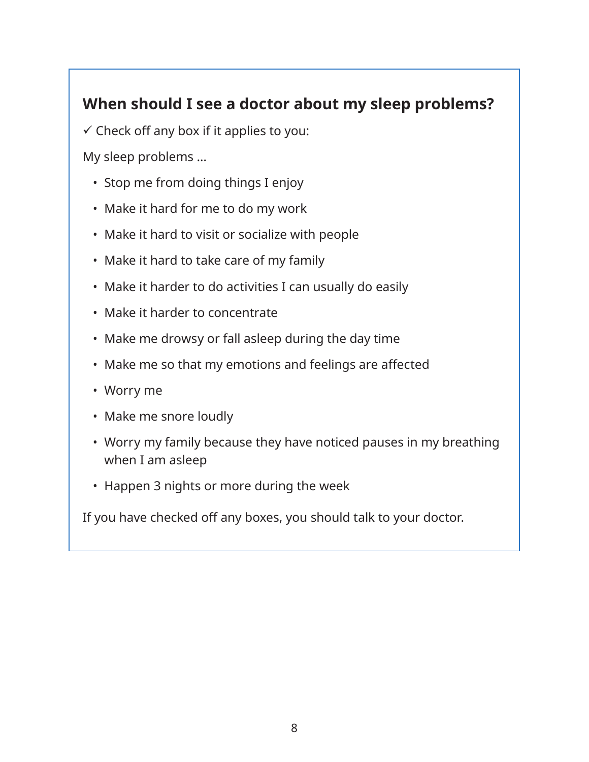## When should I see a doctor about my sleep problems?

✓ Check off any box if it applies to you:

My sleep problems ...

- Stop me from doing things I enjoy
- Make it hard for me to do my work
- Make it hard to visit or socialize with people
- Make it hard to take care of my family
- Make it harder to do activities I can usually do easily
- Make it harder to concentrate
- Make me drowsy or fall asleep during the day time
- Make me so that my emotions and feelings are affected
- Worry me
- Make me snore loudly
- Worry my family because they have noticed pauses in my breathing when I am asleep
- Happen 3 nights or more during the week

If you have checked off any boxes, you should talk to your doctor.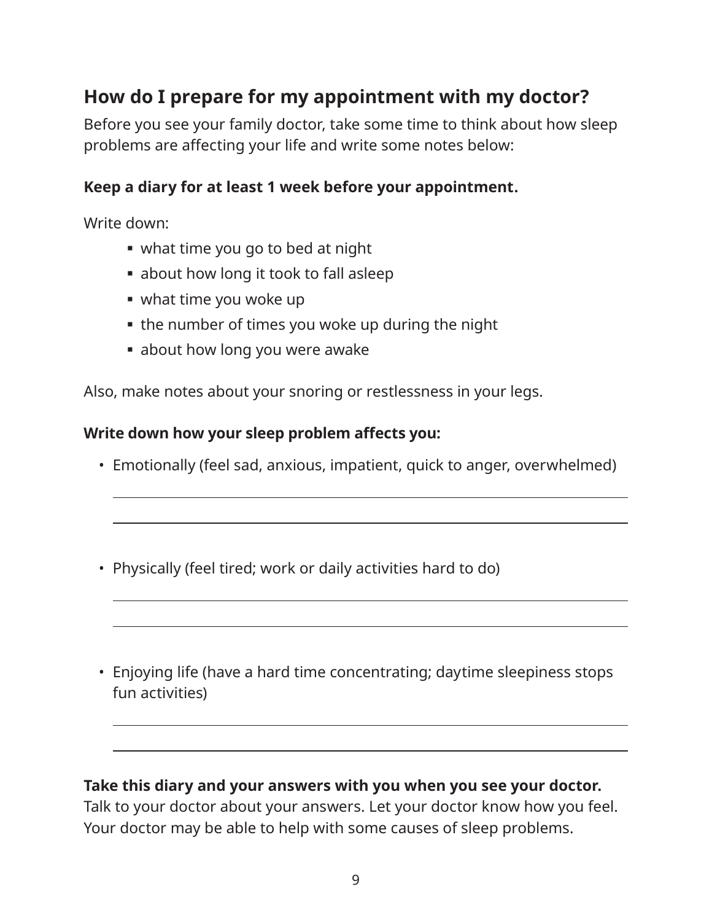## How do I prepare for my appointment with my doctor?

Before you see your family doctor, take some time to think about how sleep problems are affecting your life and write some notes below:

**Keep a diary for at least 1 week before your appointment.**

Write down:

- what time you go to bed at night
- about how long it took to fall asleep
- what time you woke up
- the number of times you woke up during the night
- about how long you were awake

Also, make notes about your snoring or restlessness in your legs.

**Write down how your sleep problem affects you:**

- Emotionally (feel sad, anxious, impatient, quick to anger, overwhelmed)

  ______________________________________________________________

  ______________________________________________________________

- Physically (feel tired; work or daily activities hard to do)

  ______________________________________________________________

  ______________________________________________________________

- Enjoying life (have a hard time concentrating; daytime sleepiness stops fun activities)

  ______________________________________________________________

  ______________________________________________________________

**Take this diary and your answers with you when you see your doctor.** Talk to your doctor about your answers. Let your doctor know how you feel. Your doctor may be able to help with some causes of sleep problems.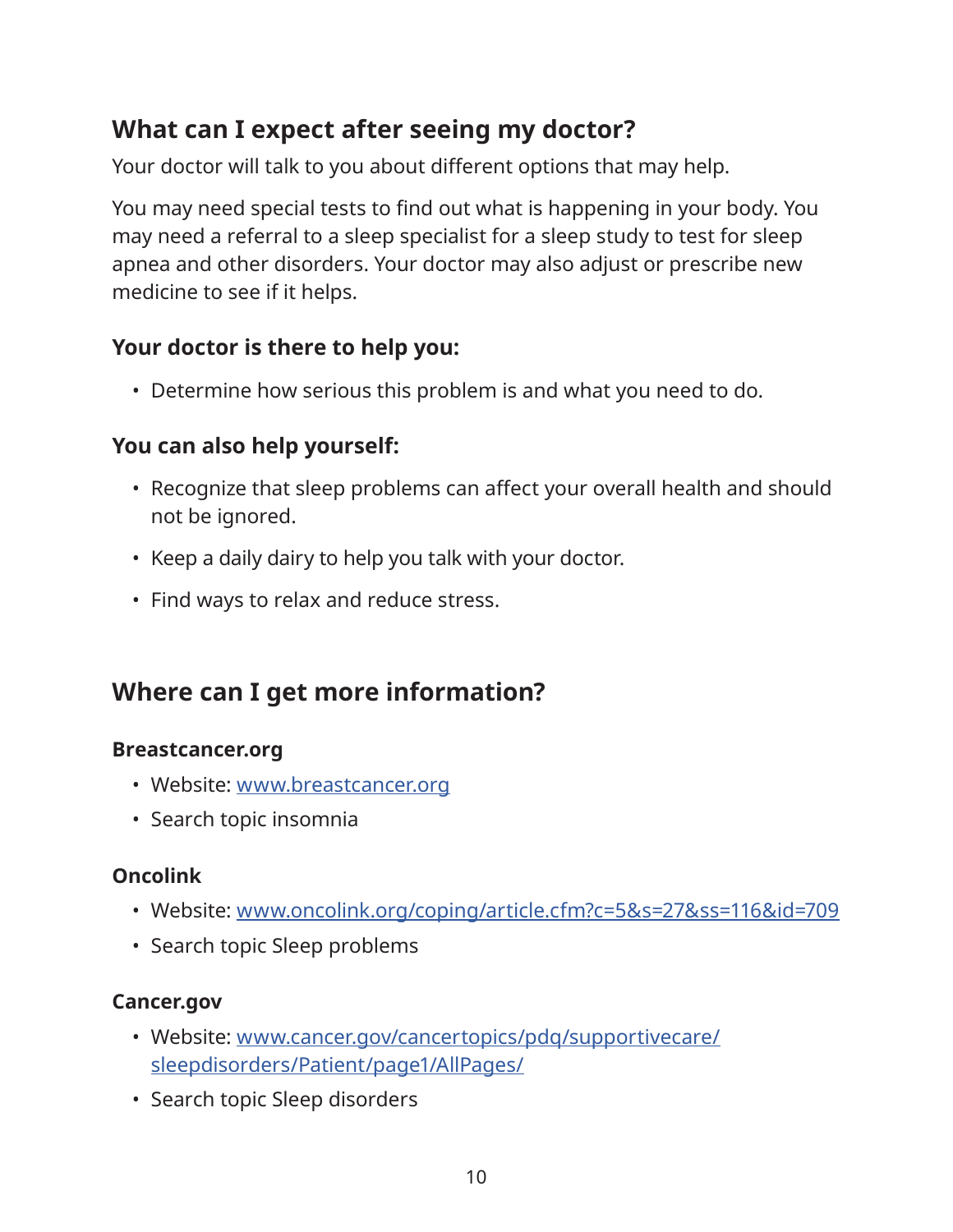## What can I expect after seeing my doctor?

Your doctor will talk to you about different options that may help.

You may need special tests to find out what is happening in your body. You may need a referral to a sleep specialist for a sleep study to test for sleep apnea and other disorders. Your doctor may also adjust or prescribe new medicine to see if it helps.

### Your doctor is there to help you:

- Determine how serious this problem is and what you need to do.

### You can also help yourself:

- Recognize that sleep problems can affect your overall health and should not be ignored.
- Keep a daily dairy to help you talk with your doctor.
- Find ways to relax and reduce stress.

## Where can I get more information?

### Breastcancer.org

- Website: [www.breastcancer.org](www.breastcancer.org)
- Search topic insomnia

### Oncolink

- Website: [www.oncolink.org/coping/article.cfm?c=5&s=27&ss=116&id=709](www.oncolink.org/coping/article.cfm?c=5&s=27&ss=116&id=709)
- Search topic Sleep problems

### Cancer.gov

- Website: [www.cancer.gov/cancertopics/pdq/supportivecare/sleepdisorders/Patient/page1/AllPages/](www.cancer.gov/cancertopics/pdq/supportivecare/sleepdisorders/Patient/page1/AllPages/)
- Search topic Sleep disorders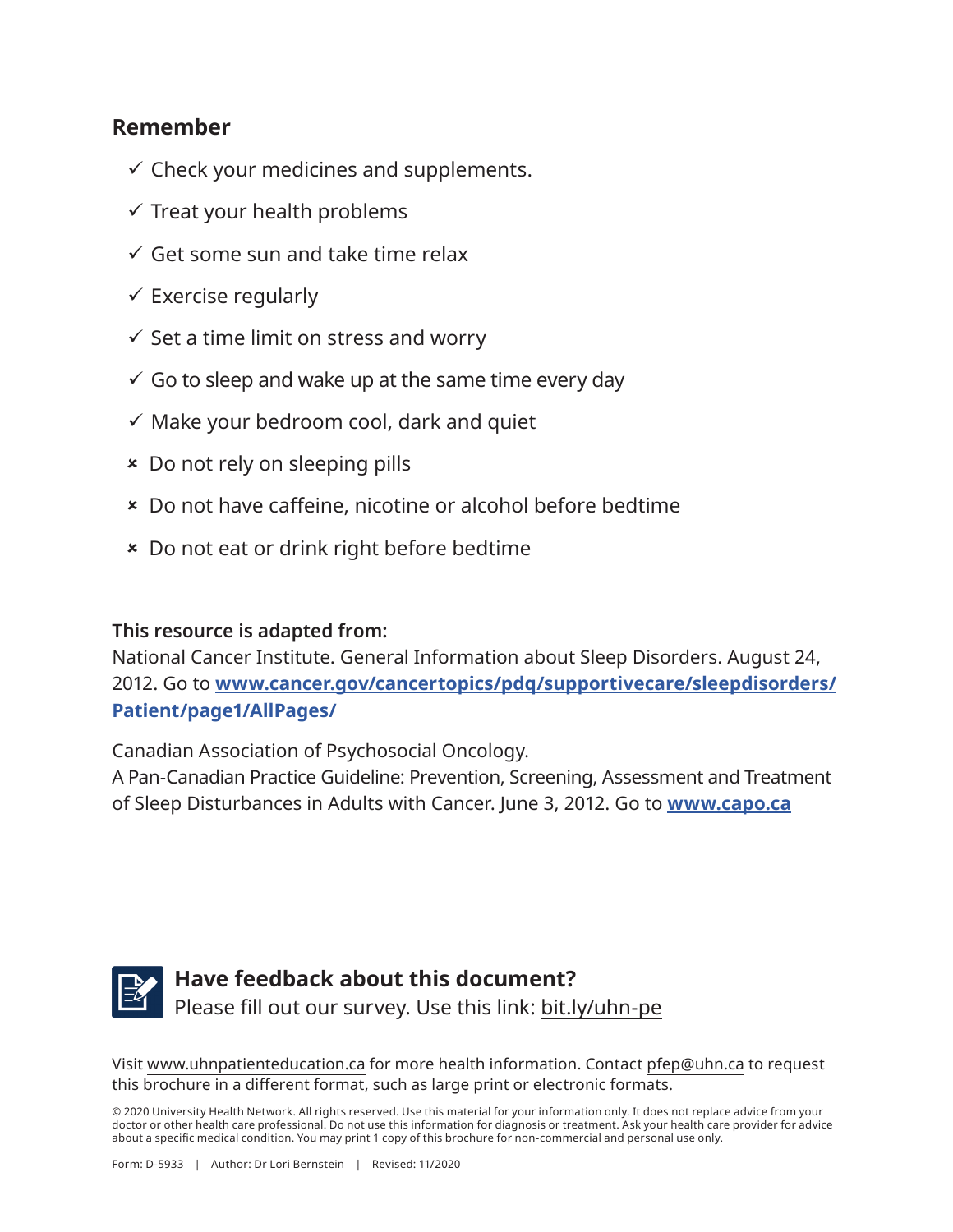## Remember

- ✓ Check your medicines and supplements.
- ✓ Treat your health problems
- ✓ Get some sun and take time relax
- ✓ Exercise regularly
- ✓ Set a time limit on stress and worry
- ✓ Go to sleep and wake up at the same time every day
- ✓ Make your bedroom cool, dark and quiet
- ✗ Do not rely on sleeping pills
- ✗ Do not have caffeine, nicotine or alcohol before bedtime
- ✗ Do not eat or drink right before bedtime

**This resource is adapted from:**

National Cancer Institute. General Information about Sleep Disorders. August 24, 2012. Go to **www.cancer.gov/cancertopics/pdq/supportivecare/sleepdisorders/Patient/page1/AllPages/**

Canadian Association of Psychosocial Oncology.
A Pan-Canadian Practice Guideline: Prevention, Screening, Assessment and Treatment of Sleep Disturbances in Adults with Cancer. June 3, 2012. Go to **www.capo.ca**

**Have feedback about this document?**
Please fill out our survey. Use this link: bit.ly/uhn-pe

Visit www.uhnpatienteducation.ca for more health information. Contact pfep@uhn.ca to request this brochure in a different format, such as large print or electronic formats.

© 2020 University Health Network. All rights reserved. Use this material for your information only. It does not replace advice from your doctor or other health care professional. Do not use this information for diagnosis or treatment. Ask your health care provider for advice about a specific medical condition. You may print 1 copy of this brochure for non-commercial and personal use only.

Form: D-5933 | Author: Dr Lori Bernstein | Revised: 11/2020